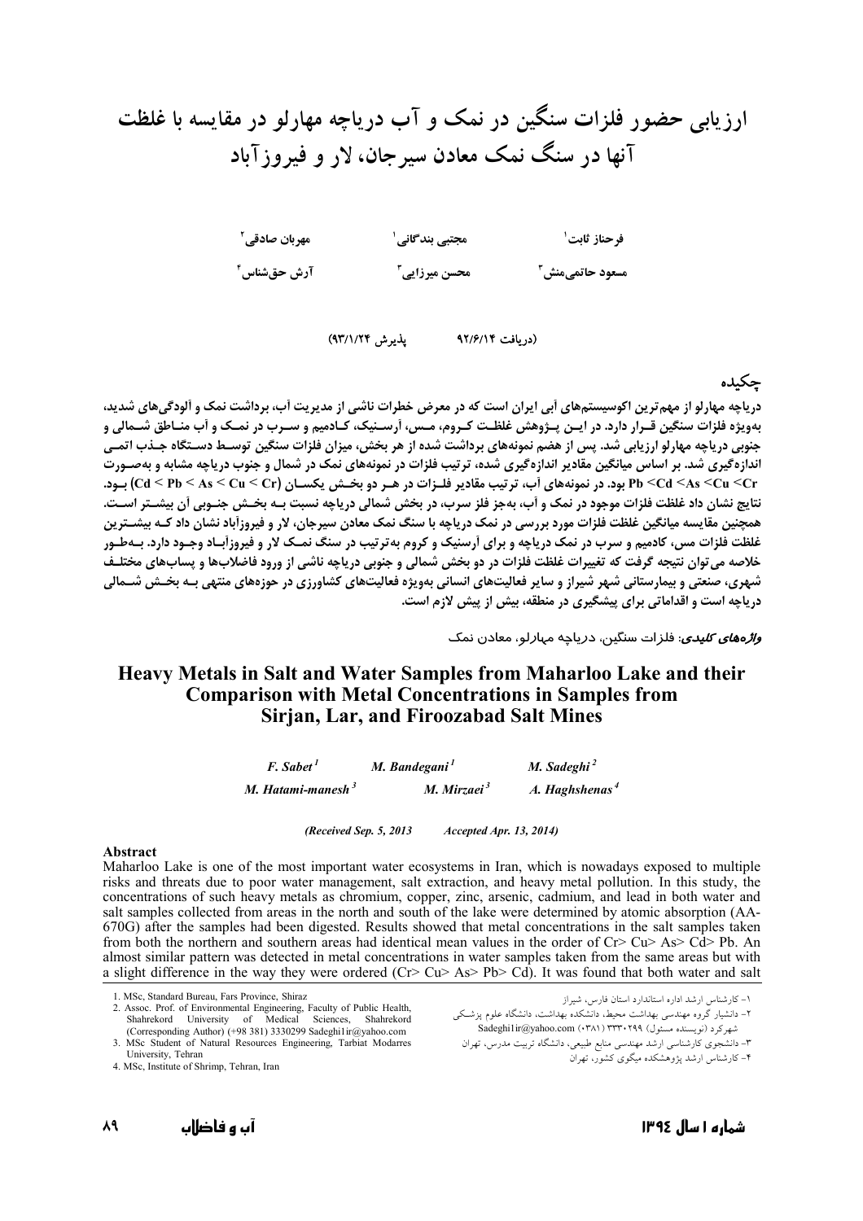# ارزیابی حضور فلزات سنگین در نمک و آب دریاچه مهارلو در مقایسه با غلظت آنها در سنگ نمک معادن سیرجان، لار و فیروزآباد

فرحناز ثابت[1] — مجتبی بندگانی[1] — مهربان صادقی[2]

مسعود حاتمی‌منش[3] — محسن میرزایی[3] — آرش حق‌شناس[4]

(دریافت ۹۲/۶/۱۴ پذیرش ۹۳/۱/۲۴)

## چکیده

دریاچه مهارلو از مهم‌ترین اکوسیستم‌های آبی ایران است که در معرض خطرات ناشی از مدیریت آب، برداشت نمک و آلودگی‌های شدید، به‌ویژه فلزات سنگین قرار دارد. در این پژوهش غلظت کروم، مس، آرسنیک، کادمیم و سرب در نمک و آب مناطق شمالی و جنوبی دریاچه مهارلو ارزیابی شد. پس از هضم نمونه‌های برداشت شده از هر بخش، میزان فلزات سنگین توسط دستگاه جذب اتمی اندازه‌گیری شد. بر اساس میانگین مقادیر اندازه‌گیری شده، ترتیب فلزات در نمونه‌های نمک در شمال و جنوب دریاچه مشابه و به‌صورت (Cd < Pb < As < Cu < Cr) بود. در نمونه‌های آب، ترتیب مقادیر فلزات در هر دو بخش یکسان (Pb <Cd <As <Cu <Cr) بود. نتایج نشان داد غلظت فلزات موجود در نمک و آب، به‌جز فلز سرب، در بخش شمالی دریاچه نسبت به بخش جنوبی آن بیشتر است. همچنین مقایسه میانگین غلظت فلزات مورد بررسی در نمک دریاچه با سنگ نمک معادن سیرجان، لار و فیروزآباد نشان داد که بیشترین غلظت فلزات مس، کادمیم و سرب در نمک دریاچه و برای آرسنیک و کروم به‌ترتیب در سنگ نمک لار و فیروزآباد وجود دارد. به‌طور خلاصه می‌توان نتیجه گرفت که تغییرات غلظت فلزات در دو بخش شمالی و جنوبی دریاچه ناشی از ورود فاضلاب‌ها و پساب‌های مختلف شهری، صنعتی و بیمارستانی شهر شیراز و سایر فعالیت‌های انسانی به‌ویژه فعالیت‌های کشاورزی در حوزه‌های منتهی به بخش شمالی دریاچه است و اقداماتی برای پیشگیری در منطقه، بیش از پیش لازم است.

***واژه‌های کلیدی:*** فلزات سنگین، دریاچه مهارلو، معادن نمک

# Heavy Metals in Salt and Water Samples from Maharloo Lake and their Comparison with Metal Concentrations in Samples from Sirjan, Lar, and Firoozabad Salt Mines

*F. Sabet*[1] — *M. Bandegani*[1] — *M. Sadeghi*[2]

*M. Hatami-manesh*[3] — *M. Mirzaei*[3] — *A. Haghshenas*[4]

*(Received Sep. 5, 2013 Accepted Apr. 13, 2014)*

## Abstract

Maharloo Lake is one of the most important water ecosystems in Iran, which is nowadays exposed to multiple risks and threats due to poor water management, salt extraction, and heavy metal pollution. In this study, the concentrations of such heavy metals as chromium, copper, zinc, arsenic, cadmium, and lead in both water and salt samples collected from areas in the north and south of the lake were determined by atomic absorption (AA-670G) after the samples had been digested. Results showed that metal concentrations in the salt samples taken from both the northern and southern areas had identical mean values in the order of Cr> Cu> As> Cd> Pb. An almost similar pattern was detected in metal concentrations in water samples taken from the same areas but with a slight difference in the way they were ordered (Cr> Cu> As> Pb> Cd). It was found that both water and salt

---

1. MSc, Standard Bureau, Fars Province, Shiraz
2. Assoc. Prof. of Environmental Engineering, Faculty of Public Health, Shahrekord University of Medical Sciences, Shahrekord (Corresponding Author) (+98 381) 3330299 Sadeghi1ir@yahoo.com
3. MSc Student of Natural Resources Engineering, Tarbiat Modarres University, Tehran
4. MSc, Institute of Shrimp, Tehran, Iran

۱- کارشناس ارشد اداره استاندارد استان فارس، شیراز
۲- دانشیار گروه مهندسی بهداشت محیط، دانشکده بهداشت، دانشگاه علوم پزشکی شهرکرد (نویسنده مسئول) ۳۳۳۰۲۹۹ (۰۳۸۱) Sadeghi1ir@yahoo.com
۳- دانشجوی کارشناسی ارشد مهندسی منابع طبیعی، دانشگاه تربیت مدرس، تهران
۴- کارشناس ارشد پژوهشکده میگوی کشور، تهران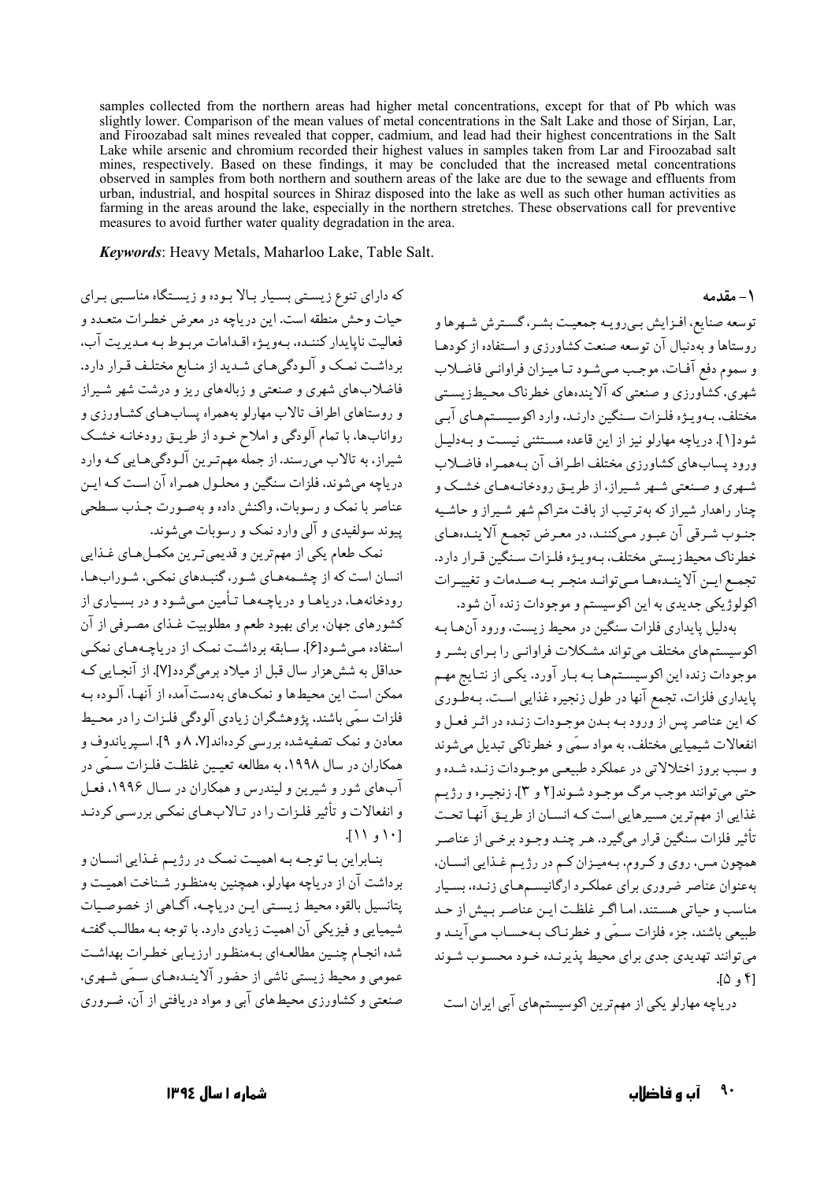samples collected from the northern areas had higher metal concentrations, except for that of Pb which was slightly lower. Comparison of the mean values of metal concentrations in the Salt Lake and those of Sirjan, Lar, and Firoozabad salt mines revealed that copper, cadmium, and lead had their highest concentrations in the Salt Lake while arsenic and chromium recorded their highest values in samples taken from Lar and Firoozabad salt mines, respectively. Based on these findings, it may be concluded that the increased metal concentrations observed in samples from both northern and southern areas of the lake are due to the sewage and effluents from urban, industrial, and hospital sources in Shiraz disposed into the lake as well as such other human activities as farming in the areas around the lake, especially in the northern stretches. These observations call for preventive measures to avoid further water quality degradation in the area.

***Keywords***: Heavy Metals, Maharloo Lake, Table Salt.

## ۱- مقدمه

توسعه صنایع، افـزایش بی‌رویـه جمعیـت بشـر، گسـترش شـهرها و روستاها و به‌دنبال آن توسعه صنعت کشاورزی و اسـتفاده از کودهـا و سموم دفع آفـات، موجـب مـی‌شـود تـا میـزان فراوانـی فاضـلاب شهری، کشاورزی و صنعتی که آلاینده‌های خطرناک محیط‌زیسـتی مختلف، به‌ویـژه فلـزات سـنگین دارنـد، وارد اکوسیسـتم‌هـای آبـی شود[۱]. دریاچه مهارلو نیز از این قاعده مسـتثنی نیسـت و بـه‌دلیـل ورود پساب‌های کشاورزی مختلف اطـراف آن بـه‌همـراه فاضـلاب شـهری و صـنعتی شـهر شـیراز، از طریـق رودخانـه‌هـای خشـک و چنار راهدار شیراز که به‌ترتیب از بافت متراکم شهر شـیراز و حاشـیه جنـوب شـرقی آن عبـور مـی‌کننـد، در معـرض تجمـع آلاینـده‌هـای خطرناک محیط‌زیستی مختلف، بـه‌ویـژه فلـزات سـنگین قـرار دارد. تجمـع ایـن آلاینـده‌هـا مـی‌توانـد منجـر بـه صـدمات و تغییـرات اکولوژیکی جدیدی به این اکوسیستم و موجودات زنده آن شود.

به‌دلیل پایداری فلزات سنگین در محیط زیسـت، ورود آن‌هـا بـه اکوسیستم‌های مختلف می‌تواند مشکلات فراوانـی را بـرای بشـر و موجودات زنده این اکوسیسـتم‌هـا بـه بـار آورد. یکـی از نتـایج مهم پایداری فلزات، تجمع آنها در طول زنجیره غذایی اسـت. بـه‌طـوری که این عناصر پس از ورود بـه بـدن موجـودات زنـده در اثـر فعـل و انفعالات شیمیایی مختلف، به مواد سمّی و خطرناکی تبدیل می‌شوند و سبب بروز اختلالاتی در عملکرد طبیعـی موجـودات زنـده شـده و حتی می‌توانند موجب مرگ موجـود شـوند[۲ و ۳]. زنجیـره و رژیـم غذایی از مهم‌ترین مسیرهایی است کـه انسـان از طریـق آنهـا تحـت تأثیر فلزات سنگین قرار می‌گیرد. هر چنـد وجـود برخـی از عناصـر همچون مس، روی و کـروم، بـه‌میـزان کـم در رژیـم غـذایی انسـان، به‌عنوان عناصر ضروری برای عملکـرد ارگانیسـم‌هـای زنـده، بسـیار مناسب و حیاتی هسـتند، امـا اگـر غلظـت ایـن عناصـر بـیش از حـد طبیعی باشند، جزء فلزات سـمّی و خطرنـاک بـه‌حسـاب مـی‌آینـد و می‌توانند تهدیدی جدی برای محیط پذیرنـده خـود محسـوب شـوند [۴ و ۵].

دریاچه مهارلو یکی از مهم‌ترین اکوسیستم‌های آبی ایران است که دارای تنوع زیسـتی بسـیار بـالا بـوده و زیسـتگاه مناسـبی بـرای حیات وحش منطقه است. این دریاچه در معرض خطـرات متعـدد و فعالیت ناپایدار کننـده، بـه‌ویـژه اقـدامات مربـوط بـه مـدیریت آب، برداشـت نمـک و آلـودگی‌هـای شـدید از منـابع مختلـف قـرار دارد. فاضلاب‌های شهری و صنعتی و زباله‌های ریز و درشت شهر شـیراز و روستاهای اطراف تالاب مهارلو به‌همراه پساب‌هـای کشـاورزی و روانآب‌ها، با تمام آلودگی و املاح خـود از طریـق رودخانـه خشـک شیراز، به تالاب می‌رسند. از جمله مهم‌تـرین آلـودگی‌هـایی کـه وارد دریاچه می‌شوند، فلزات سنگین و محلـول همـراه آن اسـت کـه ایـن عناصر با نمک و رسوبات، واکنش داده و به‌صـورت جـذب سـطحی پیوند سولفیدی و آلی وارد نمک و رسوبات می‌شوند.

نمک طعام یکی از مهم‌ترین و قدیمی‌ترین مکمـل‌هـای غـذایی انسان است که از چشـمه‌هـای شـور، گنبـدهای نمکـی، شـوراب‌هـا، رودخانه‌هـا، دریاهـا و دریاچـه‌هـا تـأمین مـی‌شـود و در بسـیاری از کشورهای جهان، برای بهبود طعم و مطلوبیت غـذای مصـرفی از آن استفاده مـی‌شـود[۶]. سـابقه برداشـت نمـک از دریاچـه‌هـای نمکـی حداقل به شش‌هزار سال قبل از میلاد برمی‌گردد[۷]. از آنجـایی کـه ممکن است این محیط‌ها و نمک‌های به‌دست‌آمده از آنهـا، آلـوده بـه فلزات سمّی باشند، پژوهشگران زیادی آلودگی فلـزات را در محـیط معادن و نمک تصفیه‌شده بررسی کرده‌اند[۷، ۸ و ۹]. اسـپریاندوف و همکاران در سال ۱۹۹۸، به مطالعه تعیـین غلظـت فلـزات سـمّی در آب‌های شور و شیرین و لیندرس و همکاران در سـال ۱۹۹۶، فعـل و انفعالات و تأثیر فلـزات را در تـالاب‌هـای نمکـی بررسـی کردنـد [۱۰ و ۱۱].

بنـابراین بـا توجـه بـه اهمیـت نمـک در رژیـم غـذایی انسـان و برداشت آن از دریاچه مهارلو، همچنین به‌منظور شـناخت اهمیـت و پتانسیل بالقوه محیط زیسـتی ایـن دریاچـه، آگـاهی از خصوصـیات شیمیایی و فیزیکی آن اهمیت زیادی دارد. با توجـه بـه مطالـب گفتـه شده انجـام چنـین مطالعـه‌ای بـه‌منظـور ارزیـابی خطـرات بهداشـت عمومی و محیط زیستی ناشی از حضور آلاینـده‌هـای سـمّی شـهری، صنعتی و کشاورزی محیط‌های آبی و مواد دریافتی از آن، ضـروری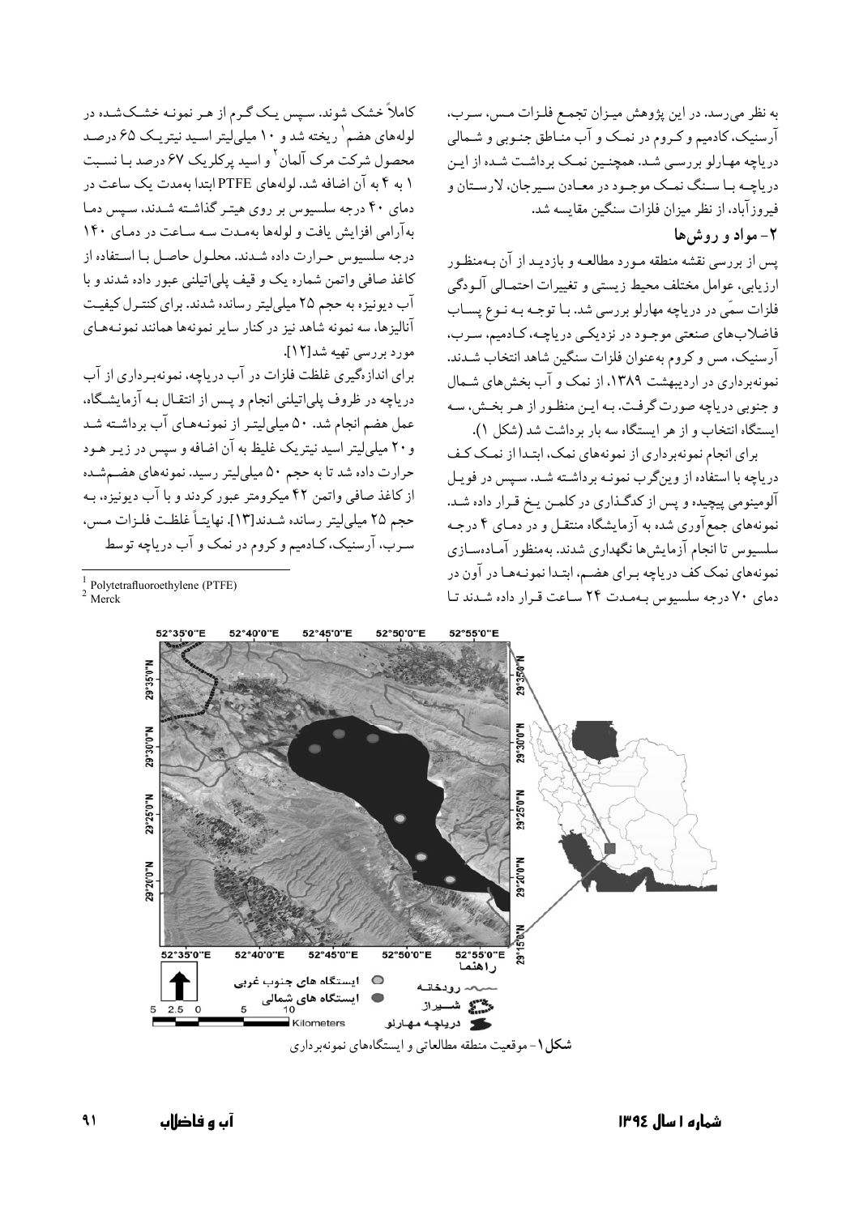به نظر می‌رسد. در این پژوهش میزان تجمع فلزات مس، سرب، آرسنیک، کادمیم و کروم در نمک و آب مناطق جنوبی و شمالی دریاچه مهارلو بررسی شد. همچنین نمک برداشت شده از این دریاچه با سنگ نمک موجود در معادن سیرجان، لارستان و فیروزآباد، از نظر میزان فلزات سنگین مقایسه شد.

## ۲- مواد و روش‌ها

پس از بررسی نقشه منطقه مورد مطالعه و بازدید از آن به‌منظور ارزیابی، عوامل مختلف محیط زیستی و تغییرات احتمالی آلودگی فلزات سمّی در دریاچه مهارلو بررسی شد. با توجه به نوع پساب فاضلاب‌های صنعتی موجود در نزدیکی دریاچه، کادمیم، سرب، آرسنیک، مس و کروم به‌عنوان فلزات سنگین شاهد انتخاب شدند. نمونه‌برداری در اردیبهشت ۱۳۸۹، از نمک و آب بخش‌های شمال و جنوبی دریاچه صورت گرفت. به این منظور از هر بخش، سه ایستگاه انتخاب و از هر ایستگاه سه بار برداشت شد (شکل ۱).

برای انجام نمونه‌برداری از نمونه‌های نمک، ابتدا از نمک کف دریاچه با استفاده از وین‌گرب نمونه برداشته شد. سپس در فویل آلومینومی پیچیده و پس از کدگذاری در کلمن یخ قرار داده شد. نمونه‌های جمع‌آوری شده به آزمایشگاه منتقل و در دمای ۴ درجه سلسیوس تا انجام آزمایش‌ها نگهداری شدند. به‌منظور آماده‌سازی نمونه‌های نمک کف دریاچه برای هضم، ابتدا نمونه‌ها در آون در دمای ۷۰ درجه سلسیوس به‌مدت ۲۴ ساعت قرار داده شدند تا کاملاً خشک شوند. سپس یک گرم از هر نمونه خشک‌شده در لوله‌های هضم[1] ریخته شد و ۱۰ میلی‌لیتر اسید نیتریک ۶۵ درصد محصول شرکت مرک آلمان[2] و اسید پرکلریک ۶۷ درصد با نسبت ۱ به ۴ به آن اضافه شد. لوله‌های PTFE ابتدا به‌مدت یک ساعت در دمای ۴۰ درجه سلسیوس بر روی هیتر گذاشته شدند، سپس دما به‌آرامی افزایش یافت و لوله‌ها به‌مدت سه ساعت در دمای ۱۴۰ درجه سلسیوس حرارت داده شدند. محلول حاصل با استفاده از کاغذ صافی واتمن شماره یک و قیف پلی‌اتیلنی عبور داده شدند و با آب دیونیزه به حجم ۲۵ میلی‌لیتر رسانده شدند. برای کنترل کیفیت آنالیزها، سه نمونه شاهد نیز در کنار سایر نمونه‌ها همانند نمونه‌های مورد بررسی تهیه شد[12].

برای اندازه‌گیری غلظت فلزات در آب دریاچه، نمونه‌برداری از آب دریاچه در ظروف پلی‌اتیلنی انجام و پس از انتقال به آزمایشگاه، عمل هضم انجام شد. ۵۰ میلی‌لیتر از نمونه‌های آب برداشته شد و ۲۰ میلی‌لیتر اسید نیتریک غلیظ به آن اضافه و سپس در زیر هود حرارت داده شد تا به حجم ۵۰ میلی‌لیتر رسید. نمونه‌های هضم‌شده از کاغذ صافی واتمن ۴۲ میکرومتر عبور کردند و با آب دیونیزه، به حجم ۲۵ میلی‌لیتر رسانده شدند[13]. نهایتاً غلظت فلزات مس، سرب، آرسنیک، کادمیم و کروم در نمک و آب دریاچه توسط

[1] Polytetrafluoroethylene (PTFE)
[2] Merck

**شکل ۱**- موقعیت منطقه مطالعاتی و ایستگاه‌های نمونه‌برداری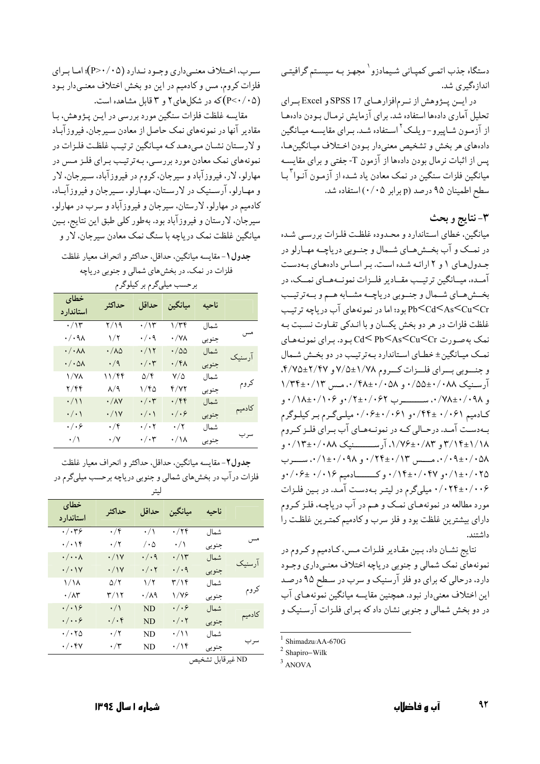دستگاه جذب اتمی کمپانی شیمادزو[1] مجهز به سیستم گرافیتی اندازه‌گیری شد.

در این پژوهش از نرم‌افزارهای SPSS 17 و Excel برای تحلیل آماری داده‌ها استفاده شد. برای آزمایش نرمال بودن داده‌ها از آزمون شاپیرو-ویلک[2] استفاده شد. برای مقایسه میانگین داده‌های هر بخش و تشخیص معنی‌دار بودن اختلاف میانگین‌ها، پس از اثبات نرمال بودن داده‌ها از آزمون T- جفتی و برای مقایسه میانگین فلزات سنگین در نمک معادن یاد شده از آزمون آنوا[3] با سطح اطمینان ۹۵ درصد (p برابر ۰/۰۵) استفاده شد.

## ۳- نتایج و بحث

میانگین، خطای استاندارد و محدوده غلظت فلزات بررسی شده در نمک و آب بخش‌های شمال و جنوبی دریاچه مهارلو در جدول‌های ۱ و ۲ ارائه شده است. بر اساس داده‌های به‌دست آمده، میانگین ترتیب مقادیر فلزات نمونه‌های نمک، در بخش‌های شمال و جنوبی دریاچه مشابه هم و به‌ترتیب Pb<Cd<As<Cu<Cr بود؛ اما در نمونه‌های آب دریاچه ترتیب غلظت فلزات در هر دو بخش یکسان و با اندکی تفاوت نسبت به نمک به‌صورت Cd< Pb<As<Cu<Cr بود. برای نمونه‌های نمک میانگین± خطای استاندارد به‌ترتیب در دو بخش شمال و جنوبی برای فلزات کروم ۱/۷۸±۷/۵ و ۲/۴۷±۴/۷۵، آرسنیک ۰/۰۸۸±۰/۵۵ و ۰/۰۵۸±۰/۴۸، مس ۰/۱۳±۱/۳۴ و ۰/۰۹۸±۰/۷۸، سرب ۰/۰۶۲±۰/۲ و ۰/۱۰۶±۰/۱۸ و کادمیم ۰/۰۶۱± ۰/۴۴ و ۰/۰۶۱±۰/۰۶ میلی‌گرم بر کیلوگرم به‌دست آمد. درحالی که در نمونه‌های آب برای فلز کروم ۱/۱۸±۳/۱۴ و ۰/۸۳±۱/۷۶، آرسنیک ۰/۰۸۸±۰/۱۳ و ۰/۰۵۸±۰/۰۹، مس ۰/۱۳±۰/۲۴ و ۰/۰۹۸±۰/۱، سرب ۰/۰۲۵±۰/۱ و ۰/۰۴۷±۰/۱۴ و کادمیم ۰/۰۱۶ ±۰/۰۶ و ۰/۰۰۶±۰/۰۲۴ میلی‌گرم در لیتر به‌دست آمد. در بین فلزات مورد مطالعه در نمونه‌های نمک و هم در آب دریاچه، فلز کروم دارای بیشترین غلظت بود و فلز سرب و کادمیم کمترین غلظت را داشتند.

نتایج نشان داد، بین مقادیر فلزات مس، کادمیم و کروم در نمونه‌های نمک شمالی و جنوبی دریاچه اختلاف معنی‌داری وجود دارد، درحالی که برای دو فلز آرسنیک و سرب در سطح ۹۵ درصد این اختلاف معنی‌دار نبود. همچنین مقایسه میانگین نمونه‌های آب در دو بخش شمالی و جنوبی نشان داد که برای فلزات آرسنیک و سرب، اختلاف معنی‌داری وجود ندارد ($P>0/05$)؛ اما برای فلزات کروم، مس و کادمیم در این دو بخش اختلاف معنی‌دار بود ($P<0/05$) که در شکل‌های ۲ و ۳ قابل مشاهده است.

مقایسه غلظت فلزات سنگین مورد بررسی در این پژوهش، با مقادیر آنها در نمونه‌های نمک حاصل از معادن سیرجان، فیروزآباد و لارستان نشان می‌دهد که میانگین ترتیب غلظت فلزات در نمونه‌های نمک معادن مورد بررسی، به‌ترتیب برای فلز مس در مهارلو، لار، فیروزآباد و سیرجان، کروم در فیروزآباد، سیرجان، لار و مهارلو، آرسنیک در لارستان، مهارلو، سیرجان و فیروزآباد، کادمیم در مهارلو، لارستان، سیرجان و فیروزآباد و سرب در مهارلو، سیرجان، لارستان و فیروزآباد بود. به‌طور کلی طبق این نتایج، بین میانگین غلظت نمک دریاچه با سنگ نمک معادن سیرجان، لار و

**جدول۱**- مقایسه میانگین، حداقل، حداکثر و انحراف معیار غلظت فلزات در نمک، در بخش‌های شمالی و جنوبی دریاچه برحسب میلی‌گرم بر کیلوگرم

| | ناحیه | میانگین | حداقل | حداکثر | خطای استاندارد |
|---|---|---|---|---|---|
| مس | شمال | ۱/۳۴ | ۰/۱۳ | ۲/۱۹ | ۰/۱۳ |
| | جنوبی | ۰/۷۸ | ۰/۰۹ | ۱/۲ | ۰/۰۹۸ |
| آرسنیک | شمال | ۰/۵۵ | ۰/۱۲ | ۰/۸۵ | ۰/۰۸۸ |
| | جنوبی | ۰/۴۸ | ۰/۰۳ | ۰/۹ | ۰/۰۵۸ |
| کروم | شمال | ۷/۵ | ۵/۴ | ۱۱/۴۴ | ۱/۷۸ |
| | جنوبی | ۴/۷۲ | ۱/۴۵ | ۸/۹ | ۲/۴۴ |
| کادمیم | شمال | ۰/۴۴ | ۰/۰۳ | ۰/۸۷ | ۰/۱۱ |
| | جنوبی | ۰/۰۶ | ۰/۰۱ | ۰/۱۷ | ۰/۰۱ |
| سرب | شمال | ۰/۲ | ۰/۰۲ | ۰/۴ | ۰/۰۶ |
| | جنوبی | ۰/۱۸ | ۰/۰۳ | ۰/۷ | ۰/۱ |

**جدول۲**- مقایسه میانگین، حداقل، حداکثر و انحراف معیار غلظت فلزات درآب در بخش‌های شمالی و جنوبی دریاچه برحسب میلی‌گرم در لیتر

| | ناحیه | میانگین | حداقل | حداکثر | خطای استاندارد |
|---|---|---|---|---|---|
| مس | شمال | ۰/۲۴ | ۰/۱ | ۰/۴ | ۰/۰۳۶ |
| | جنوبی | ۰/۱ | ۰/۰۵ | ۰/۲ | ۰/۰۱۴ |
| آرسنیک | شمال | ۰/۱۳ | ۰/۰۹ | ۰/۱۷ | ۰/۰۰۸ |
| | جنوبی | ۰/۰۹ | ۰/۰۲ | ۰/۱۷ | ۰/۰۱۷ |
| کروم | شمال | ۳/۱۴ | ۱/۲ | ۵/۲ | ۱/۱۸ |
| | جنوبی | ۱/۷۶ | ۰/۸۹ | ۳/۱۲ | ۰/۸۳ |
| کادمیم | شمال | ۰/۰۶ | ND | ۰/۱ | ۰/۰۱۶ |
| | جنوبی | ۰/۰۲ | ND | ۰/۰۴ | ۰/۰۰۶ |
| سرب | شمال | ۰/۱۱ | ND | ۰/۲ | ۰/۰۲۵ |
| | جنوبی | ۰/۱۴ | ND | ۰/۳ | ۰/۰۴۷ |

ND غیرقابل تشخیص

---

[1] Shimadzu/AA-670G

[2] Shapiro–Wilk

[3] ANOVA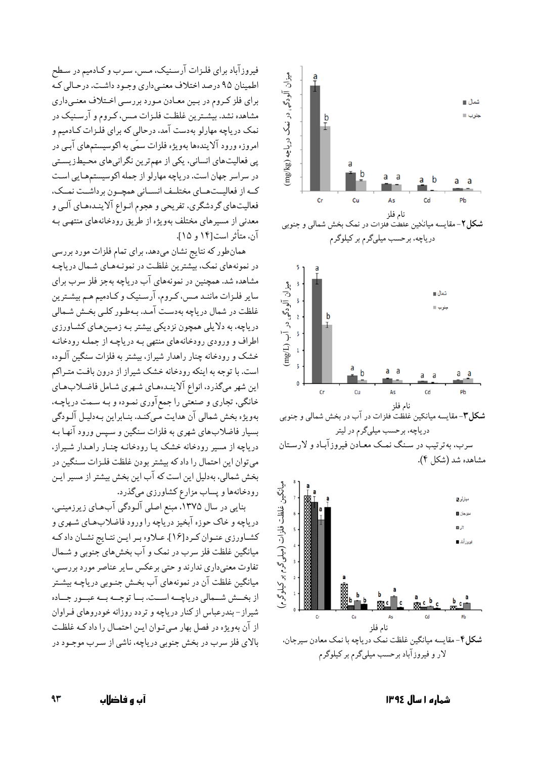فیروزآباد برای فلـزات آرسـنیک، مـس، سـرب و کـادمیم در سـطح اطمینان ۹۵ درصد اختلاف معنـی‌داری وجـود داشـت، درحـالی کـه برای فلز کـروم در بـین معـادن مـورد بررسـی اخـتلاف معنـی‌داری مشاهده نشد. بیشـترین غلظـت فلـزات مـس، کـروم و آرسـنیک در نمک دریاچه مهارلو به‌دست آمد، درحالی که برای فلـزات کـادمیم و سرب، به‌ترتیب در سـنگ نمـک معـادن فیروزآبـاد و لارسـتان مشاهده شد (شکل ۴).

امروزه ورود آلاینده‌ها به‌ویژه فلزات سمّی به اکوسیستم‌های آبـی در پی فعالیت‌های انسانی، یکی از مهم‌ترین نگرانی‌های محیط‌زیسـتی در سراسر جهان است. دریاچه مهارلو از جمله اکوسیستم‌هـایی اسـت کـه از فعالیـت‌هـای مختلـف انسـانی همچـون برداشـت نمـک، فعالیت‌های گردشگری، تفریحی و هجوم انـواع آلاینـده‌هـای آلـی و معدنی از مسیرهای مختلف به‌ویژه از طریق رودخانه‌های منتهـی بـه آن، متأثر است[۱۴ و ۱۵].

همان‌طور که نتایج نشان می‌دهد، برای تمام فلزات مورد بررسی در نمونه‌های نمک، بیشترین غلظـت در نمونـه‌هـای شـمال دریاچـه مشاهده شد. همچنین در نمونه‌های آب دریاچه به‌جز فلز سرب برای سایر فلـزات ماننـد مـس، کـروم، آرسـنیک و کـادمیم هـم بیشـترین غلظت در شمال دریاچه به‌دسـت آمـد. بـه‌طـور کلـی بخـش شـمالی دریاچه، به دلایلی همچون نزدیکی بیشتر بـه زمـین‌هـای کشـاورزی اطراف و ورودی رودخانه‌های منتهی بـه دریاچـه از جملـه رودخانـه خشک و رودخانه چنار راهدار شیراز، بیشتر به فلزات سنگین آلـوده است. با توجه به اینکه رودخانه خشک شیراز از درون بافـت متـراکم این شهر می‌گذرد، انواع آلاینـده‌هـای شـهری شـامل فاضـلاب‌هـای خانگی، تجاری و صنعتی را جمع‌آوری نمـوده و بـه سـمت دریاچـه، به‌ویژه بخش شمالی آن هدایت مـی‌کنـد. بنـابراین بـه‌دلیـل آلـودگی بسیار فاضلاب‌های شهری به فلزات سنگین و سـپس ورود آنهـا بـه دریاچه از مسیر رودخانه خشک یـا رودخانـه چنـار راهـدار شـیراز، می‌توان این احتمال را داد که بیشتر بودن غلظت فلـزات سـنگین در بخش شمالی، به‌دلیل این است که آب این بخش بیشتر از مسیر ایـن رودخانه‌ها و پساب مزارع کشاورزی می‌گذرد.

بنایی در سال ۱۳۷۵، منبع اصلی آلـودگی آب‌هـای زیرزمینـی، دریاچه و خاک حوزه آبخیز دریاچه را ورود فاضلاب‌هـای شـهری و کشـاورزی عنـوان کـرد[۱۶]. عـلاوه بـر ایـن نتـایج نشـان داد کـه میانگین غلظت فلز سرب در نمک و آب بخش‌های جنوبی و شـمال تفاوت معنی‌داری ندارند و حتی برعکس سایر عناصر مورد بررسـی، میانگین غلظت آن در نمونه‌های آب بخـش جنـوبی دریاچـه بیشـتر از بخـش شـمالی دریاچـه اسـت. بـا توجـه بـه عبـور جـاده شیراز- بندرعباس از کنار دریاچه و تردد روزانه خودروهای فـراوان از آن به‌ویژه در فصل بهار مـی‌تـوان ایـن احتمـال را داد کـه غلظـت بالای فلز سرب در بخش جنوبی دریاچه، ناشی از سـرب موجـود در

**شکل۲**- مقایسه میانگین غلظت فلزات در نمک بخش شمالی و جنوبی دریاچه، برحسب میلی‌گرم بر کیلوگرم

**شکل۳**- مقایسه میانگین غلظت فلزات در آب در بخش شمالی و جنوبی دریاچه، برحسب میلی‌گرم در لیتر

**شکل۴**- مقایسه میانگین غلظت نمک دریاچه با نمک معادن سیرجان، لار و فیروزآباد برحسب میلی‌گرم بر کیلوگرم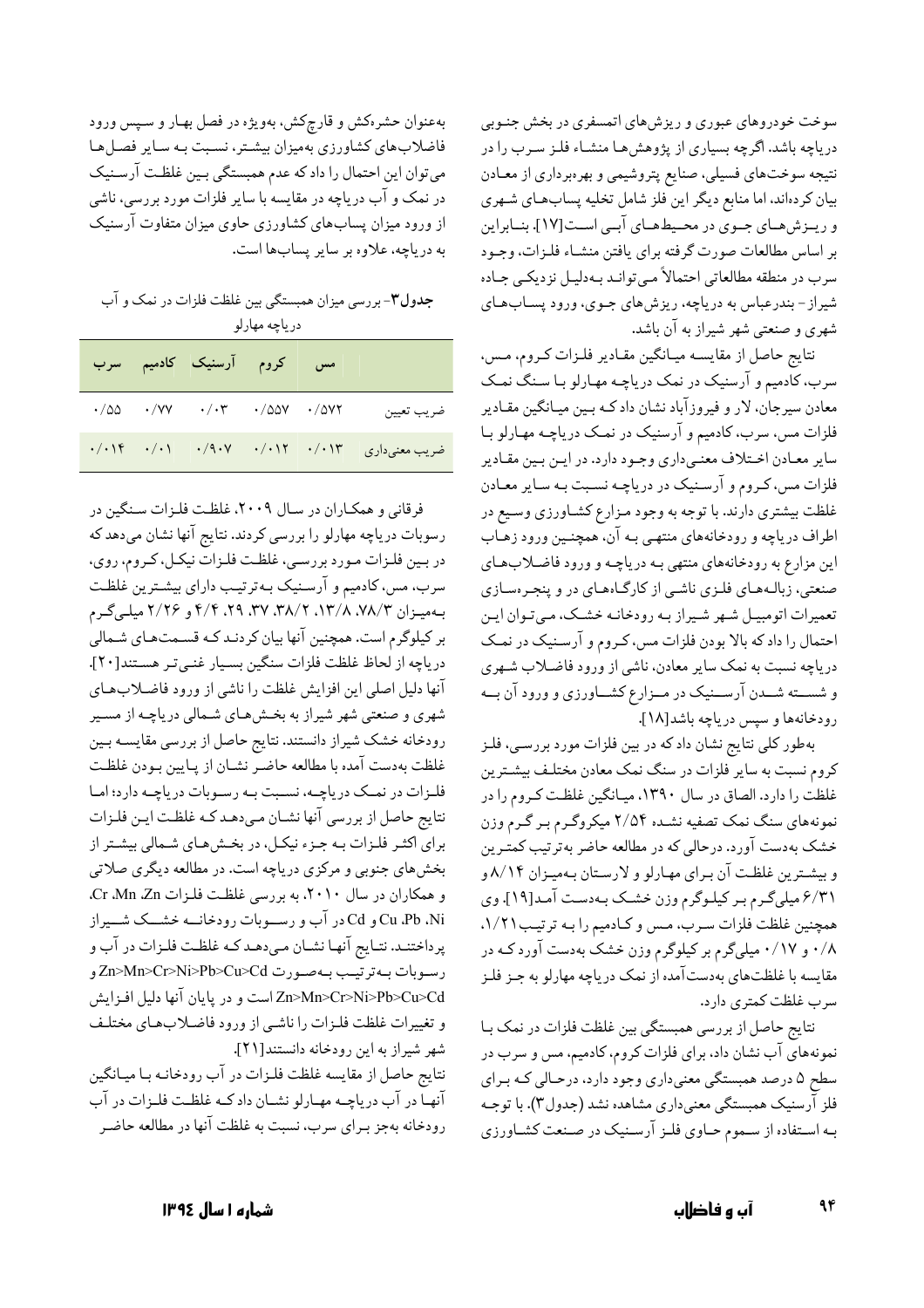سوخت خودروهای عبوری و ریزش‌های اتمسفری در بخش جنوبی دریاچه باشد. اگرچه بسیاری از پژوهش‌ها منشاء فلز سرب را در نتیجه سوخت‌های فسیلی، صنایع پتروشیمی و بهره‌برداری از معادن بیان کرده‌اند، اما منابع دیگر این فلز شامل تخلیه پساب‌های شهری و ریزش‌های جوی در محیط‌های آبی است[17]. بنابراین بر اساس مطالعات صورت گرفته برای یافتن منشاء فلزات، وجود سرب در منطقه مطالعاتی احتمالاً می‌تواند به‌دلیل نزدیکی جاده شیراز- بندرعباس به دریاچه، ریزش‌های جوی، ورود پساب‌های شهری و صنعتی شهر شیراز به آن باشد.

نتایج حاصل از مقایسه میانگین مقادیر فلزات کروم، مس، سرب، کادمیم و آرسنیک در نمک دریاچه مهارلو با سنگ نمک معادن سیرجان، لار و فیروزآباد نشان داد که بین میانگین مقادیر فلزات مس، سرب، کادمیم و آرسنیک در نمک دریاچه مهارلو با سایر معادن اختلاف معنی‌داری وجود دارد. در این بین مقادیر فلزات مس، کروم و آرسنیک در دریاچه نسبت به سایر معادن غلظت بیشتری دارند. با توجه به وجود مزارع کشاورزی وسیع در اطراف دریاچه و رودخانه‌های منتهی به آن، همچنین ورود زهاب این مزارع به رودخانه‌های منتهی به دریاچه و ورود فاضلاب‌های صنعتی، زباله‌های فلزی ناشی از کارگاه‌های در و پنجره‌سازی تعمیرات اتومبیل شهر شیراز به رودخانه خشک، می‌توان این احتمال را داد که بالا بودن فلزات مس، کروم و آرسنیک در نمک دریاچه نسبت به نمک سایر معادن، ناشی از ورود فاضلاب شهری و شسته شدن آرسنیک در مزارع کشاورزی و ورود آن به رودخانه‌ها و سپس دریاچه باشد[18].

به‌طور کلی نتایج نشان داد که در بین فلزات مورد بررسی، فلز کروم نسبت به سایر فلزات در سنگ نمک معادن مختلف بیشترین غلظت را دارد. الصاق در سال ۱۳۹۰، میانگین غلظت کروم را در نمونه‌های سنگ نمک تصفیه نشده ۲/۵۴ میکروگرم بر گرم وزن خشک به‌دست آورد. درحالی که در مطالعه حاضر به‌ترتیب کمترین و بیشترین غلظت آن برای مهارلو و لارستان به‌میزان ۸/۱۴ و ۶/۳۱ میلی‌گرم بر کیلوگرم وزن خشک به‌دست آمد[19]. وی همچنین غلظت فلزات سرب، مس و کادمیم را به ترتیب ۱/۲۱، ۰/۸ و ۰/۱۷ میلی‌گرم بر کیلوگرم وزن خشک به‌دست آورد که در مقایسه با غلظت‌های به‌دست‌آمده از نمک دریاچه مهارلو به جز فلز سرب غلظت کمتری دارد.

نتایج حاصل از بررسی همبستگی بین غلظت فلزات در نمک با نمونه‌های آب نشان داد، برای فلزات کروم، کادمیم، مس و سرب در سطح ۵ درصد همبستگی معنی‌داری وجود دارد، درحالی که برای فلز آرسنیک همبستگی معنی‌داری مشاهده نشد (جدول۳). با توجه به استفاده از سموم حاوی فلز آرسنیک در صنعت کشاورزی به‌عنوان حشره‌کش و قارچ‌کش، به‌ویژه در فصل بهار و سپس ورود فاضلاب‌های کشاورزی به‌میزان بیشتر، نسبت به سایر فصل‌ها می‌توان این احتمال را داد که عدم همبستگی بین غلظت آرسنیک در نمک و آب دریاچه در مقایسه با سایر فلزات مورد بررسی، ناشی از ورود میزان پساب‌های کشاورزی حاوی میزان متفاوت آرسنیک به دریاچه، علاوه بر سایر پساب‌ها است.

**جدول۳**- بررسی میزان همبستگی بین غلظت فلزات در نمک و آب دریاچه مهارلو

| | مس | کروم | آرسنیک | کادمیم | سرب |
|---|---|---|---|---|---|
| ضریب تعیین | ۰/۵۷۲ | ۰/۵۵۷ | ۰/۰۳ | ۰/۷۷ | ۰/۵۵ |
| ضریب معنی‌داری | ۰/۰۱۳ | ۰/۰۱۲ | ۰/۹۰۷ | ۰/۰۱ | ۰/۰۱۴ |

فرقانی و همکاران در سال ۲۰۰۹، غلظت فلزات سنگین در رسوبات دریاچه مهارلو را بررسی کردند. نتایج آنها نشان می‌دهد که در بین فلزات مورد بررسی، غلظت فلزات نیکل، کروم، روی، سرب، مس، کادمیم و آرسنیک به‌ترتیب دارای بیشترین غلظت به‌میزان ۷۸/۳، ۱۳/۸، ۳۸/۲، ۳۷، ۲۹، ۴/۴ و ۲/۲۶ میلی‌گرم بر کیلوگرم است. همچنین آنها بیان کردند که قسمت‌های شمالی دریاچه از لحاظ غلظت فلزات سنگین بسیار غنی‌تر هستند[20]. آنها دلیل اصلی این افزایش غلظت را ناشی از ورود فاضلاب‌های شهری و صنعتی شهر شیراز به بخش‌های شمالی دریاچه از مسیر رودخانه خشک شیراز دانستند. نتایج حاصل از بررسی مقایسه بین غلظت به‌دست آمده با مطالعه حاضر نشان از پایین بودن غلظت فلزات در نمک دریاچه، نسبت به رسوبات دریاچه دارد؛ اما نتایج حاصل از بررسی آنها نشان می‌دهد که غلظت این فلزات برای اکثر فلزات به جزء نیکل، در بخش‌های شمالی بیشتر از بخش‌های جنوبی و مرکزی دریاچه است. در مطالعه دیگری صلاتی و همکاران در سال ۲۰۱۰، به بررسی غلظت فلزات Zn، Mn، Cr، Ni، Pb، Cu و Cd در آب و رسوبات رودخانه خشک شیراز پرداختند. نتایج آنها نشان می‌دهد که غلظت فلزات در آب و رسوبات به‌ترتیب به‌صورت Zn>Mn>Cr>Ni>Pb>Cu>Cd و Zn>Mn>Cr>Ni>Pb>Cu>Cd است و در پایان آنها دلیل افزایش و تغییرات غلظت فلزات را ناشی از ورود فاضلاب‌های مختلف شهر شیراز به این رودخانه دانستند[21].

نتایج حاصل از مقایسه غلظت فلزات در آب رودخانه با میانگین آنها در آب دریاچه مهارلو نشان داد که غلظت فلزات در آب رودخانه به‌جز برای سرب، نسبت به غلظت آنها در مطالعه حاضر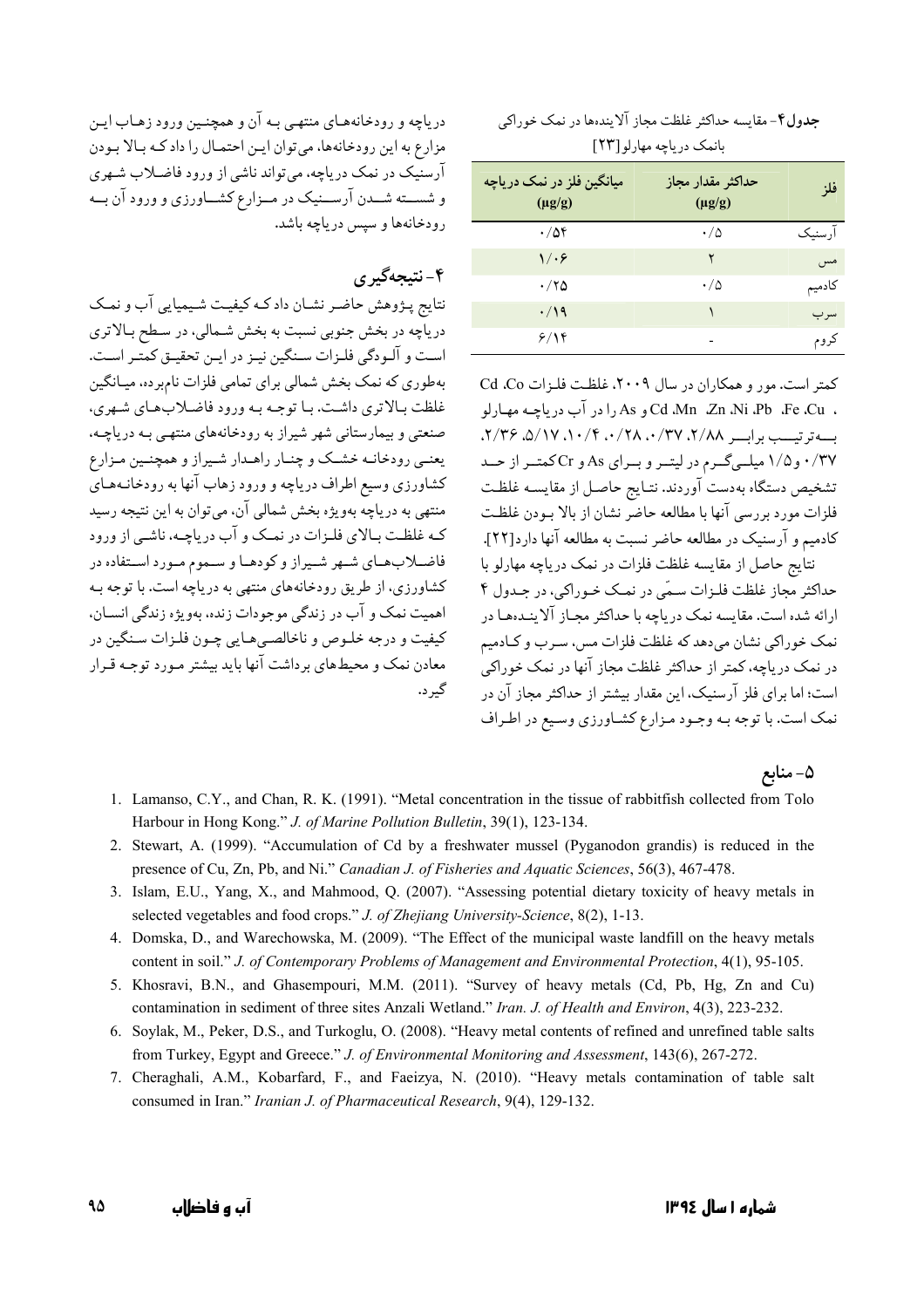**جدول۴**- مقایسه حداکثر غلظت مجاز آلاینده‌ها در نمک خوراکی بانمک دریاچه مهارلو[۲۳]

| فلز | حداکثر مقدار مجاز (μg/g) | میانگین فلز در نمک دریاچه (μg/g) |
|---|---|---|
| آرسنیک | ۰/۵ | ۰/۵۴ |
| مس | ۲ | ۱/۰۶ |
| کادمیم | ۰/۵ | ۰/۲۵ |
| سرب | ۱ | ۰/۱۹ |
| کروم | - | ۶/۱۴ |

کمتر است. مور و همکاران در سال ۲۰۰۹، غلظت فلزات Cd ،Co، Cu ،Fe ،Pb ،Ni ،Zn ،Mn ،Cd و As را در آب دریاچه مهارلو به‌ترتیب برابر ۲/۸۸، ۲/۳۷، ۰/۲۸، ۰/۲۸، ۱۰/۴، ۵/۱۷، ۲/۳۶، ۰/۳۷ و ۱/۵ میلی‌گرم در لیتر و برای As و Cr کمتر از حد تشخیص دستگاه به‌دست آوردند. نتایج حاصل از مقایسه غلظت فلزات مورد بررسی آنها با مطالعه حاضر نشان از بالا بودن غلظت کادمیم و آرسنیک در مطالعه حاضر نسبت به مطالعه آنها دارد[۲۲].

نتایج حاصل از مقایسه غلظت فلزات در نمک دریاچه مهارلو با حداکثر مجاز غلظت فلزات سمّی در نمک خوراکی، در جدول ۴ ارائه شده است. مقایسه نمک دریاچه با حداکثر مجاز آلاینده‌ها در نمک خوراکی نشان می‌دهد که غلظت فلزات مس، سرب و کادمیم در نمک دریاچه، کمتر از حداکثر غلظت مجاز آنها در نمک خوراکی است؛ اما برای فلز آرسنیک، این مقدار بیشتر از حداکثر مجاز آن در نمک است. با توجه به وجود مزارع کشاورزی وسیع در اطراف دریاچه و رودخانه‌های منتهی به آن و همچنین ورود زهاب این مزارع به این رودخانه‌ها، می‌توان این احتمال را داد که بالا بودن آرسنیک در نمک دریاچه، می‌تواند ناشی از ورود فاضلاب شهری و شسته شدن آرسنیک در مزارع کشاورزی و ورود آن به رودخانه‌ها و سپس دریاچه باشد.

## ۴- نتیجه‌گیری

نتایج پژوهش حاضر نشان داد که کیفیت شیمیایی آب و نمک دریاچه در بخش جنوبی نسبت به بخش شمالی، در سطح بالاتری است و آلودگی فلزات سنگین نیز در این تحقیق کمتر است. به‌طوری که نمک بخش شمالی برای تمامی فلزات نام‌برده، میانگین غلظت بالاتری داشت. با توجه به ورود فاضلاب‌های شهری، صنعتی و بیمارستانی شهر شیراز به رودخانه‌های منتهی به دریاچه، یعنی رودخانه خشک و چنار راهدار شیراز و همچنین مزارع کشاورزی وسیع اطراف دریاچه و ورود زهاب آنها به رودخانه‌های منتهی به دریاچه به‌ویژه بخش شمالی آن، می‌توان به این نتیجه رسید که غلظت بالای فلزات در نمک و آب دریاچه، ناشی از ورود فاضلاب‌های شهر شیراز و کودها و سموم مورد استفاده در کشاورزی، از طریق رودخانه‌های منتهی به دریاچه است. با توجه به اهمیت نمک و آب در زندگی موجودات زنده، به‌ویژه زندگی انسان، کیفیت و درجه خلوص و ناخالصی‌هایی چون فلزات سنگین در معادن نمک و محیط‌های برداشت آنها باید بیشتر مورد توجه قرار گیرد.

## ۵- منابع

1. Lamanso, C.Y., and Chan, R. K. (1991). "Metal concentration in the tissue of rabbitfish collected from Tolo Harbour in Hong Kong." *J. of Marine Pollution Bulletin*, 39(1), 123-134.
2. Stewart, A. (1999). "Accumulation of Cd by a freshwater mussel (Pyganodon grandis) is reduced in the presence of Cu, Zn, Pb, and Ni." *Canadian J. of Fisheries and Aquatic Sciences*, 56(3), 467-478.
3. Islam, E.U., Yang, X., and Mahmood, Q. (2007). "Assessing potential dietary toxicity of heavy metals in selected vegetables and food crops." *J. of Zhejiang University-Science*, 8(2), 1-13.
4. Domska, D., and Warechowska, M. (2009). "The Effect of the municipal waste landfill on the heavy metals content in soil." *J. of Contemporary Problems of Management and Environmental Protection*, 4(1), 95-105.
5. Khosravi, B.N., and Ghasempouri, M.M. (2011). "Survey of heavy metals (Cd, Pb, Hg, Zn and Cu) contamination in sediment of three sites Anzali Wetland." *Iran. J. of Health and Environ*, 4(3), 223-232.
6. Soylak, M., Peker, D.S., and Turkoglu, O. (2008). "Heavy metal contents of refined and unrefined table salts from Turkey, Egypt and Greece." *J. of Environmental Monitoring and Assessment*, 143(6), 267-272.
7. Cheraghali, A.M., Kobarfard, F., and Faeizya, N. (2010). "Heavy metals contamination of table salt consumed in Iran." *Iranian J. of Pharmaceutical Research*, 9(4), 129-132.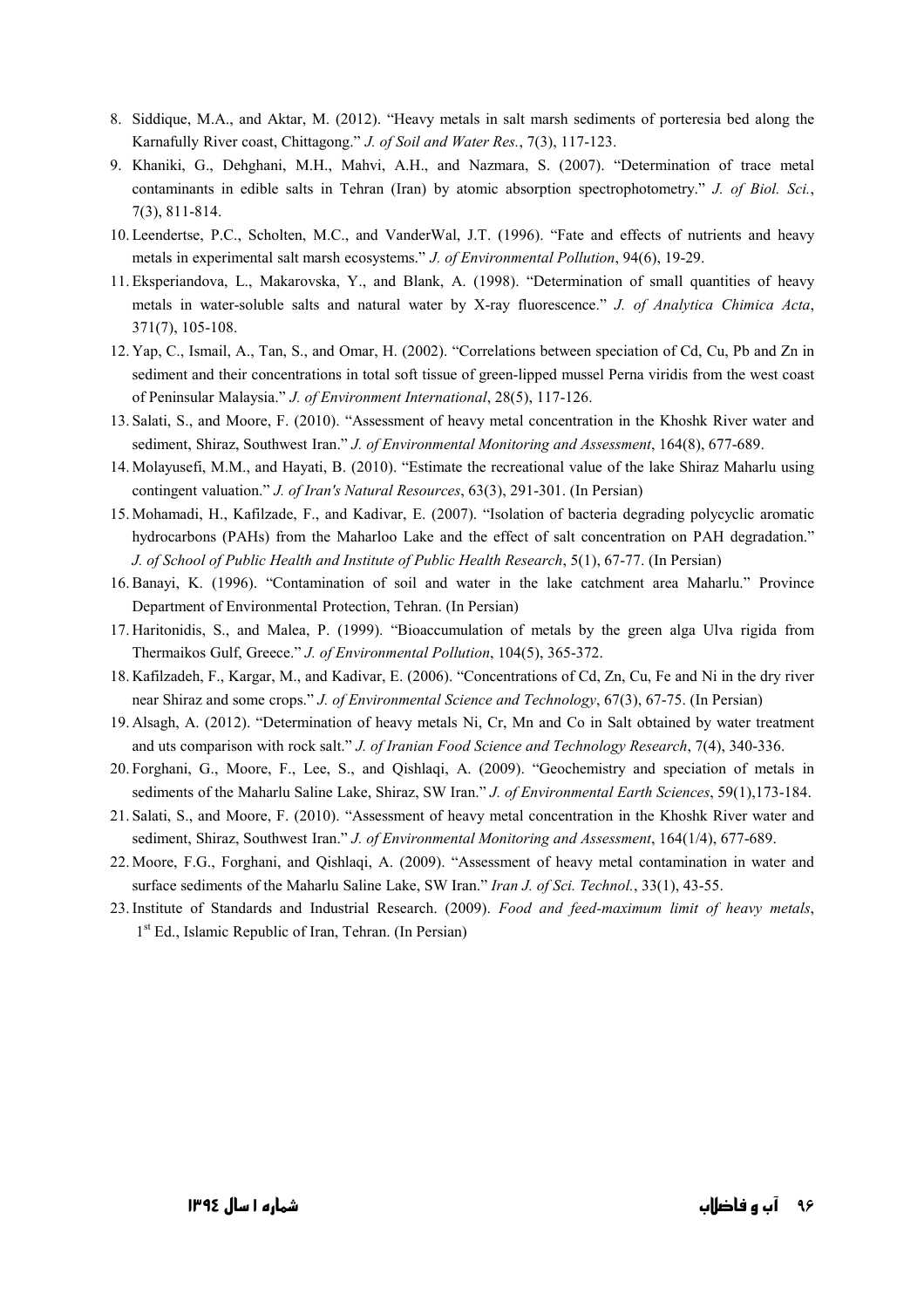8. Siddique, M.A., and Aktar, M. (2012). "Heavy metals in salt marsh sediments of porteresia bed along the Karnafully River coast, Chittagong." *J. of Soil and Water Res.*, 7(3), 117-123.
9. Khaniki, G., Dehghani, M.H., Mahvi, A.H., and Nazmara, S. (2007). "Determination of trace metal contaminants in edible salts in Tehran (Iran) by atomic absorption spectrophotometry." *J. of Biol. Sci.*, 7(3), 811-814.
10. Leendertse, P.C., Scholten, M.C., and VanderWal, J.T. (1996). "Fate and effects of nutrients and heavy metals in experimental salt marsh ecosystems." *J. of Environmental Pollution*, 94(6), 19-29.
11. Eksperiandova, L., Makarovska, Y., and Blank, A. (1998). "Determination of small quantities of heavy metals in water-soluble salts and natural water by X-ray fluorescence." *J. of Analytica Chimica Acta*, 371(7), 105-108.
12. Yap, C., Ismail, A., Tan, S., and Omar, H. (2002). "Correlations between speciation of Cd, Cu, Pb and Zn in sediment and their concentrations in total soft tissue of green-lipped mussel Perna viridis from the west coast of Peninsular Malaysia." *J. of Environment International*, 28(5), 117-126.
13. Salati, S., and Moore, F. (2010). "Assessment of heavy metal concentration in the Khoshk River water and sediment, Shiraz, Southwest Iran." *J. of Environmental Monitoring and Assessment*, 164(8), 677-689.
14. Molayusefi, M.M., and Hayati, B. (2010). "Estimate the recreational value of the lake Shiraz Maharlu using contingent valuation." *J. of Iran's Natural Resources*, 63(3), 291-301. (In Persian)
15. Mohamadi, H., Kafilzade, F., and Kadivar, E. (2007). "Isolation of bacteria degrading polycyclic aromatic hydrocarbons (PAHs) from the Maharloo Lake and the effect of salt concentration on PAH degradation." *J. of School of Public Health and Institute of Public Health Research*, 5(1), 67-77. (In Persian)
16. Banayi, K. (1996). "Contamination of soil and water in the lake catchment area Maharlu." Province Department of Environmental Protection, Tehran. (In Persian)
17. Haritonidis, S., and Malea, P. (1999). "Bioaccumulation of metals by the green alga Ulva rigida from Thermaikos Gulf, Greece." *J. of Environmental Pollution*, 104(5), 365-372.
18. Kafilzadeh, F., Kargar, M., and Kadivar, E. (2006). "Concentrations of Cd, Zn, Cu, Fe and Ni in the dry river near Shiraz and some crops." *J. of Environmental Science and Technology*, 67(3), 67-75. (In Persian)
19. Alsagh, A. (2012). "Determination of heavy metals Ni, Cr, Mn and Co in Salt obtained by water treatment and uts comparison with rock salt." *J. of Iranian Food Science and Technology Research*, 7(4), 340-336.
20. Forghani, G., Moore, F., Lee, S., and Qishlaqi, A. (2009). "Geochemistry and speciation of metals in sediments of the Maharlu Saline Lake, Shiraz, SW Iran." *J. of Environmental Earth Sciences*, 59(1),173-184.
21. Salati, S., and Moore, F. (2010). "Assessment of heavy metal concentration in the Khoshk River water and sediment, Shiraz, Southwest Iran." *J. of Environmental Monitoring and Assessment*, 164(1/4), 677-689.
22. Moore, F.G., Forghani, and Qishlaqi, A. (2009). "Assessment of heavy metal contamination in water and surface sediments of the Maharlu Saline Lake, SW Iran." *Iran J. of Sci. Technol.*, 33(1), 43-55.
23. Institute of Standards and Industrial Research. (2009). *Food and feed-maximum limit of heavy metals*, 1st Ed., Islamic Republic of Iran, Tehran. (In Persian)